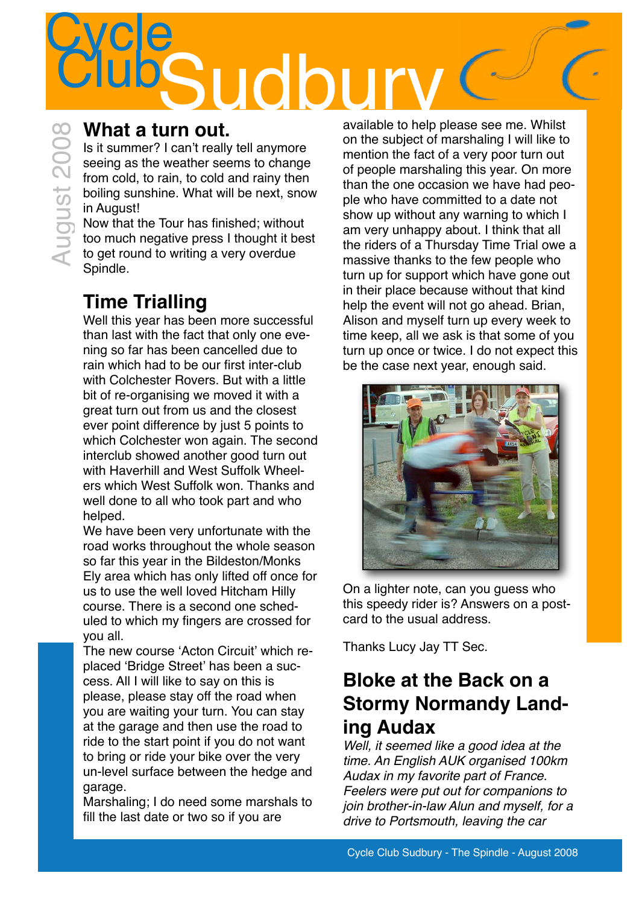# Cycle Club Sudbury

August 2008

## What a turn out.

Is it summer? I can't really tell anymore seeing as the weather seems to change from cold, to rain, to cold and rainy then boiling sunshine. What will be next, snow in August!

Now that the Tour has finished; without too much negative press I thought it best to get round to writing a very overdue Spindle.

## Time Trialling

Well this year has been more successful than last with the fact that only one evening so far has been cancelled due to rain which had to be our first inter-club with Colchester Rovers. But with a little bit of re-organising we moved it with a great turn out from us and the closest ever point difference by just 5 points to which Colchester won again. The second interclub showed another good turn out with Haverhill and West Suffolk Wheelers which West Suffolk won. Thanks and well done to all who took part and who helped.

We have been very unfortunate with the road works throughout the whole season so far this year in the Bildeston/Monks Ely area which has only lifted off once for us to use the well loved Hitcham Hilly course. There is a second one scheduled to which my fingers are crossed for you all.

The new course 'Acton Circuit' which replaced 'Bridge Street' has been a success. All I will like to say on this is please, please stay off the road when you are waiting your turn. You can stay at the garage and then use the road to ride to the start point if you do not want to bring or ride your bike over the very un-level surface between the hedge and garage.

Marshaling; I do need some marshals to fill the last date or two so if you are available to help please see me. Whilst on the subject of marshaling I will like to mention the fact of a very poor turn out of people marshaling this year. On more than the one occasion we have had people who have committed to a date not show up without any warning to which I am very unhappy about. I think that all the riders of a Thursday Time Trial owe a massive thanks to the few people who turn up for support which have gone out in their place because without that kind help the event will not go ahead. Brian, Alison and myself turn up every week to time keep, all we ask is that some of you turn up once or twice. I do not expect this be the case next year, enough said.

On a lighter note, can you guess who this speedy rider is? Answers on a postcard to the usual address.

Thanks Lucy Jay TT Sec.

## Bloke at the Back on a Stormy Normandy Landing Audax

*Well, it seemed like a good idea at the time. An English AUK organised 100km Audax in my favorite part of France. Feelers were put out for companions to join brother-in-law Alun and myself, for a drive to Portsmouth, leaving the car*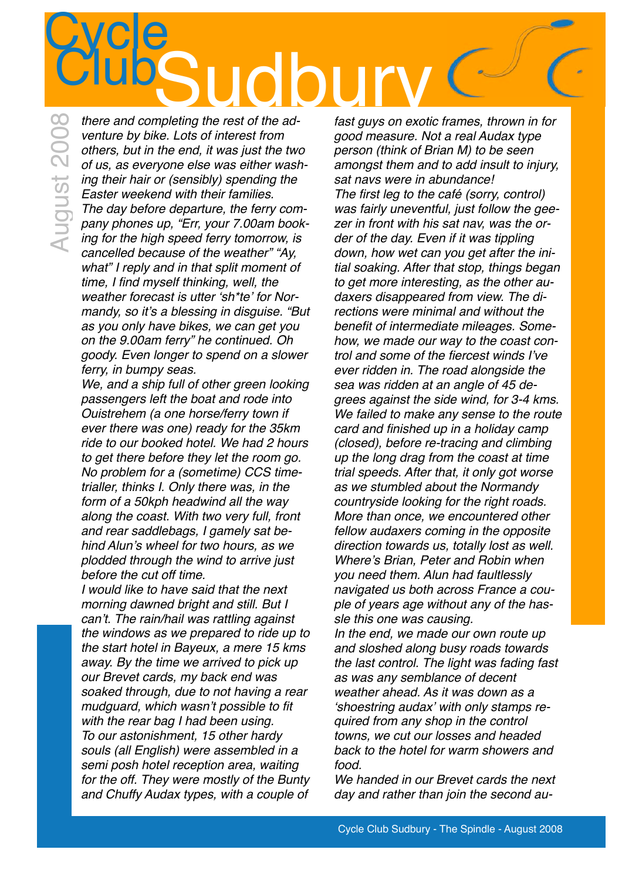*there and completing the rest of the adventure by bike. Lots of interest from others, but in the end, it was just the two of us, as everyone else was either washing their hair or (sensibly) spending the Easter weekend with their families.*

*The day before departure, the ferry company phones up, "Err, your 7.00am booking for the high speed ferry tomorrow, is cancelled because of the weather" "Ay, what" I reply and in that split moment of time, I find myself thinking, well, the weather forecast is utter 'sh*te' for Normandy, so it's a blessing in disguise. "But as you only have bikes, we can get you on the 9.00am ferry" he continued. Oh goody. Even longer to spend on a slower ferry, in bumpy seas.*

*We, and a ship full of other green looking passengers left the boat and rode into Ouistrehem (a one horse/ferry town if ever there was one) ready for the 35km ride to our booked hotel. We had 2 hours to get there before they let the room go. No problem for a (sometime) CCS timetrialler, thinks I. Only there was, in the form of a 50kph headwind all the way along the coast. With two very full, front and rear saddlebags, I gamely sat behind Alun's wheel for two hours, as we plodded through the wind to arrive just before the cut off time.*

*I would like to have said that the next morning dawned bright and still. But I can't. The rain/hail was rattling against the windows as we prepared to ride up to the start hotel in Bayeux, a mere 15 kms away. By the time we arrived to pick up our Brevet cards, my back end was soaked through, due to not having a rear mudguard, which wasn't possible to fit with the rear bag I had been using.*

*To our astonishment, 15 other hardy souls (all English) were assembled in a semi posh hotel reception area, waiting for the off. They were mostly of the Bunty and Chuffy Audax types, with a couple of fast guys on exotic frames, thrown in for good measure. Not a real Audax type person (think of Brian M) to be seen amongst them and to add insult to injury, sat navs were in abundance!*

*The first leg to the café (sorry, control) was fairly uneventful, just follow the geezer in front with his sat nav, was the order of the day. Even if it was tippling down, how wet can you get after the initial soaking. After that stop, things began to get more interesting, as the other audaxers disappeared from view. The directions were minimal and without the benefit of intermediate mileages. Somehow, we made our way to the coast control and some of the fiercest winds I've ever ridden in. The road alongside the sea was ridden at an angle of 45 degrees against the side wind, for 3-4 kms. We failed to make any sense to the route card and finished up in a holiday camp (closed), before re-tracing and climbing up the long drag from the coast at time trial speeds. After that, it only got worse as we stumbled about the Normandy countryside looking for the right roads. More than once, we encountered other fellow audaxers coming in the opposite direction towards us, totally lost as well. Where's Brian, Peter and Robin when you need them. Alun had faultlessly navigated us both across France a couple of years age without any of the hassle this one was causing.*

*In the end, we made our own route up and sloshed along busy roads towards the last control. The light was fading fast as was any semblance of decent weather ahead. As it was down as a 'shoestring audax' with only stamps required from any shop in the control towns, we cut our losses and headed back to the hotel for warm showers and food.*

*We handed in our Brevet cards the next day and rather than join the second au-*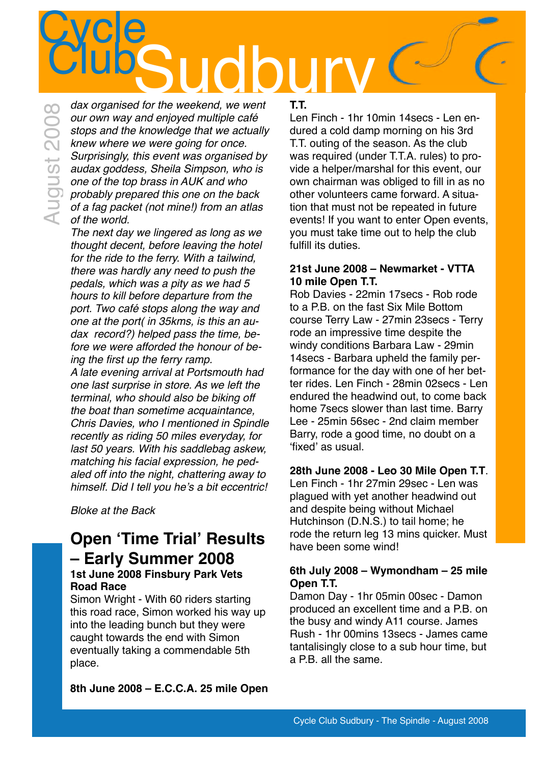*dax organised for the weekend, we went our own way and enjoyed multiple café stops and the knowledge that we actually knew where we were going for once. Surprisingly, this event was organised by audax goddess, Sheila Simpson, who is one of the top brass in AUK and who probably prepared this one on the back of a fag packet (not mine!) from an atlas of the world.*

*The next day we lingered as long as we thought decent, before leaving the hotel for the ride to the ferry. With a tailwind, there was hardly any need to push the pedals, which was a pity as we had 5 hours to kill before departure from the port. Two café stops along the way and one at the port( in 35kms, is this an audax record?) helped pass the time, before we were afforded the honour of being the first up the ferry ramp.*

*A late evening arrival at Portsmouth had one last surprise in store. As we left the terminal, who should also be biking off the boat than sometime acquaintance, Chris Davies, who I mentioned in Spindle recently as riding 50 miles everyday, for last 50 years. With his saddlebag askew, matching his facial expression, he pedaled off into the night, chattering away to himself. Did I tell you he's a bit eccentric!*

*Bloke at the Back*

## Open 'Time Trial' Results – Early Summer 2008

**1st June 2008 Finsbury Park Vets Road Race**

Simon Wright - With 60 riders starting this road race, Simon worked his way up into the leading bunch but they were caught towards the end with Simon eventually taking a commendable 5th place.

**8th June 2008 – E.C.C.A. 25 mile Open T.T.**

Len Finch - 1hr 10min 14secs - Len endured a cold damp morning on his 3rd T.T. outing of the season. As the club was required (under T.T.A. rules) to provide a helper/marshal for this event, our own chairman was obliged to fill in as no other volunteers came forward. A situation that must not be repeated in future events! If you want to enter Open events, you must take time out to help the club fulfill its duties.

**21st June 2008 – Newmarket - VTTA 10 mile Open T.T.**

Rob Davies - 22min 17secs - Rob rode to a P.B. on the fast Six Mile Bottom course Terry Law - 27min 23secs - Terry rode an impressive time despite the windy conditions Barbara Law - 29min 14secs - Barbara upheld the family performance for the day with one of her better rides. Len Finch - 28min 02secs - Len endured the headwind out, to come back home 7secs slower than last time. Barry Lee - 25min 56sec - 2nd claim member Barry, rode a good time, no doubt on a 'fixed' as usual.

**28th June 2008 - Leo 30 Mile Open T.T**.

Len Finch - 1hr 27min 29sec - Len was plagued with yet another headwind out and despite being without Michael Hutchinson (D.N.S.) to tail home; he rode the return leg 13 mins quicker. Must have been some wind!

**6th July 2008 – Wymondham – 25 mile Open T.T.**

Damon Day - 1hr 05min 00sec - Damon produced an excellent time and a P.B. on the busy and windy A11 course. James Rush - 1hr 00mins 13secs - James came tantalisingly close to a sub hour time, but a P.B. all the same.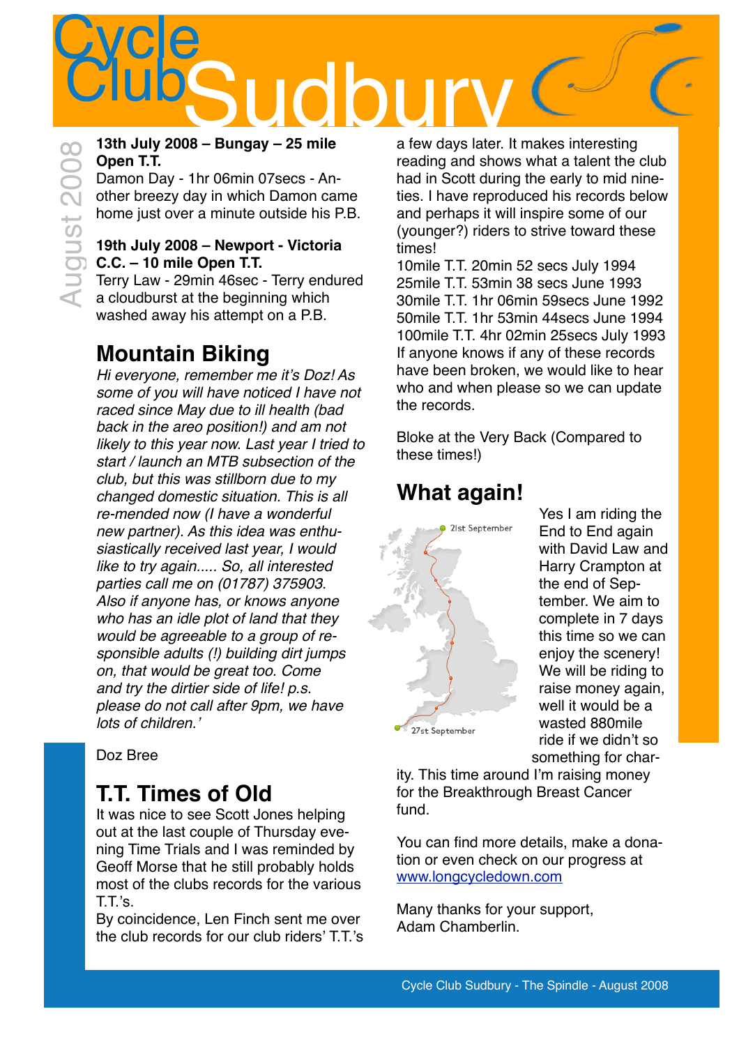# Cycle Club Sudbury

August 2008

**13th July 2008 – Bungay – 25 mile Open T.T.**
Damon Day - 1hr 06min 07secs - Another breezy day in which Damon came home just over a minute outside his P.B.

**19th July 2008 – Newport - Victoria C.C. – 10 mile Open T.T.**
Terry Law - 29min 46sec - Terry endured a cloudburst at the beginning which washed away his attempt on a P.B.

## Mountain Biking

*Hi everyone, remember me it's Doz! As some of you will have noticed I have not raced since May due to ill health (bad back in the areo position!) and am not likely to this year now. Last year I tried to start / launch an MTB subsection of the club, but this was stillborn due to my changed domestic situation. This is all re-mended now (I have a wonderful new partner). As this idea was enthusiastically received last year, I would like to try again..... So, all interested parties call me on (01787) 375903. Also if anyone has, or knows anyone who has an idle plot of land that they would be agreeable to a group of responsible adults (!) building dirt jumps on, that would be great too. Come and try the dirtier side of life! p.s. please do not call after 9pm, we have lots of children.'*

Doz Bree

## T.T. Times of Old

It was nice to see Scott Jones helping out at the last couple of Thursday evening Time Trials and I was reminded by Geoff Morse that he still probably holds most of the clubs records for the various T.T.'s.
By coincidence, Len Finch sent me over the club records for our club riders' T.T.'s a few days later. It makes interesting reading and shows what a talent the club had in Scott during the early to mid nineties. I have reproduced his records below and perhaps it will inspire some of our (younger?) riders to strive toward these times!
10mile T.T. 20min 52 secs July 1994
25mile T.T. 53min 38 secs June 1993
30mile T.T. 1hr 06min 59secs June 1992
50mile T.T. 1hr 53min 44secs June 1994
100mile T.T. 4hr 02min 25secs July 1993
If anyone knows if any of these records have been broken, we would like to hear who and when please so we can update the records.

Bloke at the Very Back (Compared to these times!)

## What again!

21st September

27st September

Yes I am riding the End to End again with David Law and Harry Crampton at the end of September. We aim to complete in 7 days this time so we can enjoy the scenery! We will be riding to raise money again, well it would be a wasted 880mile ride if we didn't so something for charity. This time around I'm raising money for the Breakthrough Breast Cancer fund.

You can find more details, make a donation or even check on our progress at [www.longcycledown.com](http://www.longcycledown.com)

Many thanks for your support,
Adam Chamberlin.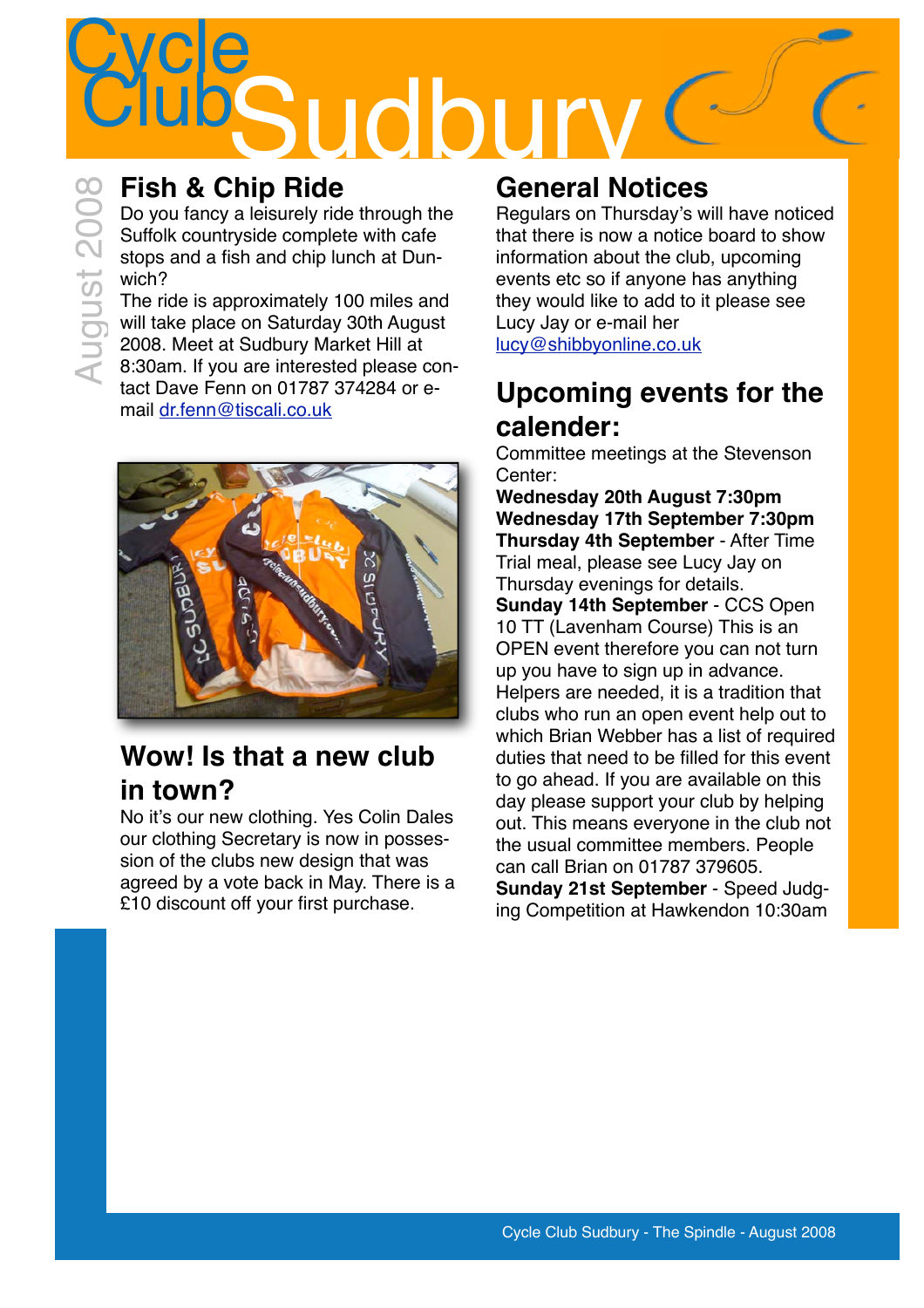# Cycle Club Sudbury

August 2008

## Fish & Chip Ride

Do you fancy a leisurely ride through the Suffolk countryside complete with cafe stops and a fish and chip lunch at Dunwich?

The ride is approximately 100 miles and will take place on Saturday 30th August 2008. Meet at Sudbury Market Hill at 8:30am. If you are interested please contact Dave Fenn on 01787 374284 or e-mail dr.fenn@tiscali.co.uk

## Wow! Is that a new club in town?

No it's our new clothing. Yes Colin Dales our clothing Secretary is now in possession of the clubs new design that was agreed by a vote back in May. There is a £10 discount off your first purchase.

## General Notices

Regulars on Thursday's will have noticed that there is now a notice board to show information about the club, upcoming events etc so if anyone has anything they would like to add to it please see Lucy Jay or e-mail her lucy@shibbyonline.co.uk

## Upcoming events for the calender:

Committee meetings at the Stevenson Center:

**Wednesday 20th August 7:30pm**
**Wednesday 17th September 7:30pm**
**Thursday 4th September** - After Time Trial meal, please see Lucy Jay on Thursday evenings for details.
**Sunday 14th September** - CCS Open 10 TT (Lavenham Course) This is an OPEN event therefore you can not turn up you have to sign up in advance. Helpers are needed, it is a tradition that clubs who run an open event help out to which Brian Webber has a list of required duties that need to be filled for this event to go ahead. If you are available on this day please support your club by helping out. This means everyone in the club not the usual committee members. People can call Brian on 01787 379605.
**Sunday 21st September** - Speed Judging Competition at Hawkendon 10:30am